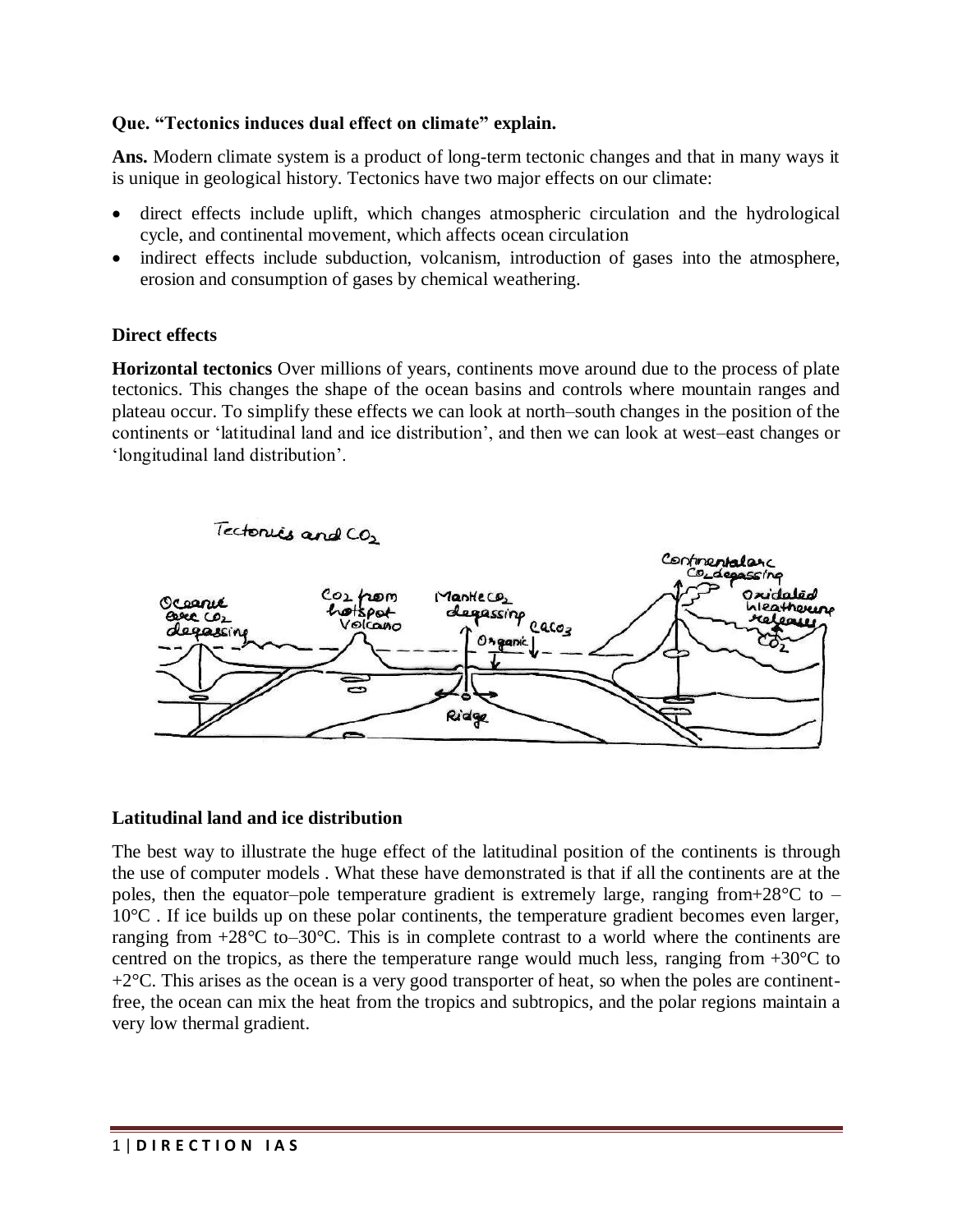**Que. "Tectonics induces dual effect on climate" explain.**

**Ans.** Modern climate system is a product of long-term tectonic changes and that in many ways it is unique in geological history. Tectonics have two major effects on our climate:

- direct effects include uplift, which changes atmospheric circulation and the hydrological cycle, and continental movement, which affects ocean circulation
- indirect effects include subduction, volcanism, introduction of gases into the atmosphere, erosion and consumption of gases by chemical weathering.

**Direct effects**

**Horizontal tectonics** Over millions of years, continents move around due to the process of plate tectonics. This changes the shape of the ocean basins and controls where mountain ranges and plateau occur. To simplify these effects we can look at north–south changes in the position of the continents or 'latitudinal land and ice distribution', and then we can look at west–east changes or 'longitudinal land distribution'.

**Latitudinal land and ice distribution**

The best way to illustrate the huge effect of the latitudinal position of the continents is through the use of computer models . What these have demonstrated is that if all the continents are at the poles, then the equator–pole temperature gradient is extremely large, ranging from+28°C to –10°C . If ice builds up on these polar continents, the temperature gradient becomes even larger, ranging from +28°C to–30°C. This is in complete contrast to a world where the continents are centred on the tropics, as there the temperature range would much less, ranging from +30°C to +2°C. This arises as the ocean is a very good transporter of heat, so when the poles are continent-free, the ocean can mix the heat from the tropics and subtropics, and the polar regions maintain a very low thermal gradient.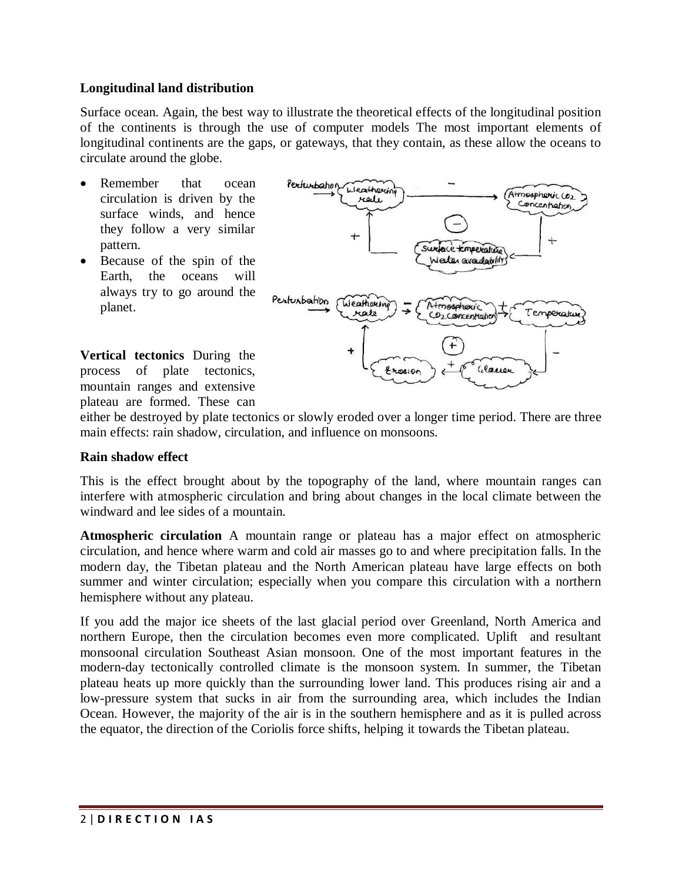**Longitudinal land distribution**

Surface ocean. Again, the best way to illustrate the theoretical effects of the longitudinal position of the continents is through the use of computer models The most important elements of longitudinal continents are the gaps, or gateways, that they contain, as these allow the oceans to circulate around the globe.

- Remember that ocean circulation is driven by the surface winds, and hence they follow a very similar pattern.
- Because of the spin of the Earth, the oceans will always try to go around the planet.

**Vertical tectonics** During the process of plate tectonics, mountain ranges and extensive plateau are formed. These can either be destroyed by plate tectonics or slowly eroded over a longer time period. There are three main effects: rain shadow, circulation, and influence on monsoons.

**Rain shadow effect**

This is the effect brought about by the topography of the land, where mountain ranges can interfere with atmospheric circulation and bring about changes in the local climate between the windward and lee sides of a mountain.

**Atmospheric circulation** A mountain range or plateau has a major effect on atmospheric circulation, and hence where warm and cold air masses go to and where precipitation falls. In the modern day, the Tibetan plateau and the North American plateau have large effects on both summer and winter circulation; especially when you compare this circulation with a northern hemisphere without any plateau.

If you add the major ice sheets of the last glacial period over Greenland, North America and northern Europe, then the circulation becomes even more complicated. Uplift and resultant monsoonal circulation Southeast Asian monsoon. One of the most important features in the modern-day tectonically controlled climate is the monsoon system. In summer, the Tibetan plateau heats up more quickly than the surrounding lower land. This produces rising air and a low-pressure system that sucks in air from the surrounding area, which includes the Indian Ocean. However, the majority of the air is in the southern hemisphere and as it is pulled across the equator, the direction of the Coriolis force shifts, helping it towards the Tibetan plateau.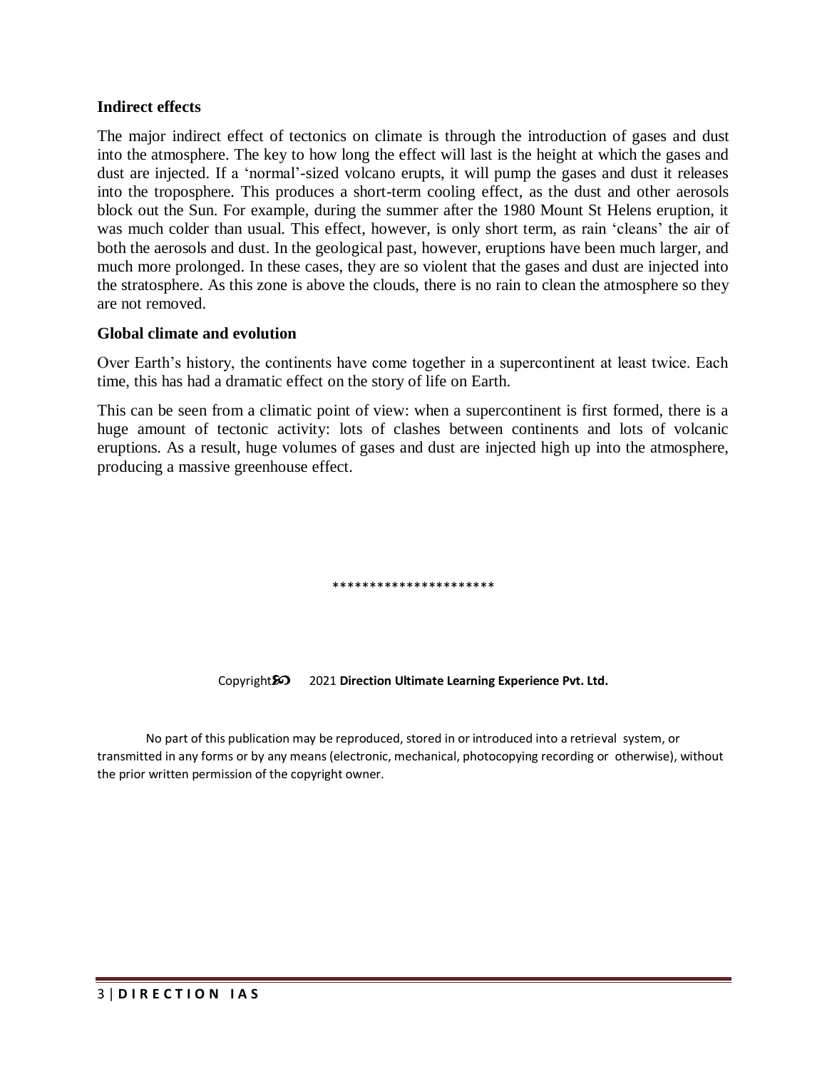### Indirect effects

The major indirect effect of tectonics on climate is through the introduction of gases and dust into the atmosphere. The key to how long the effect will last is the height at which the gases and dust are injected. If a 'normal'-sized volcano erupts, it will pump the gases and dust it releases into the troposphere. This produces a short-term cooling effect, as the dust and other aerosols block out the Sun. For example, during the summer after the 1980 Mount St Helens eruption, it was much colder than usual. This effect, however, is only short term, as rain 'cleans' the air of both the aerosols and dust. In the geological past, however, eruptions have been much larger, and much more prolonged. In these cases, they are so violent that the gases and dust are injected into the stratosphere. As this zone is above the clouds, there is no rain to clean the atmosphere so they are not removed.

### Global climate and evolution

Over Earth's history, the continents have come together in a supercontinent at least twice. Each time, this has had a dramatic effect on the story of life on Earth.

This can be seen from a climatic point of view: when a supercontinent is first formed, there is a huge amount of tectonic activity: lots of clashes between continents and lots of volcanic eruptions. As a result, huge volumes of gases and dust are injected high up into the atmosphere, producing a massive greenhouse effect.

*********************

Copyright© 2021 **Direction Ultimate Learning Experience Pvt. Ltd.**

No part of this publication may be reproduced, stored in or introduced into a retrieval system, or transmitted in any forms or by any means (electronic, mechanical, photocopying recording or otherwise), without the prior written permission of the copyright owner.